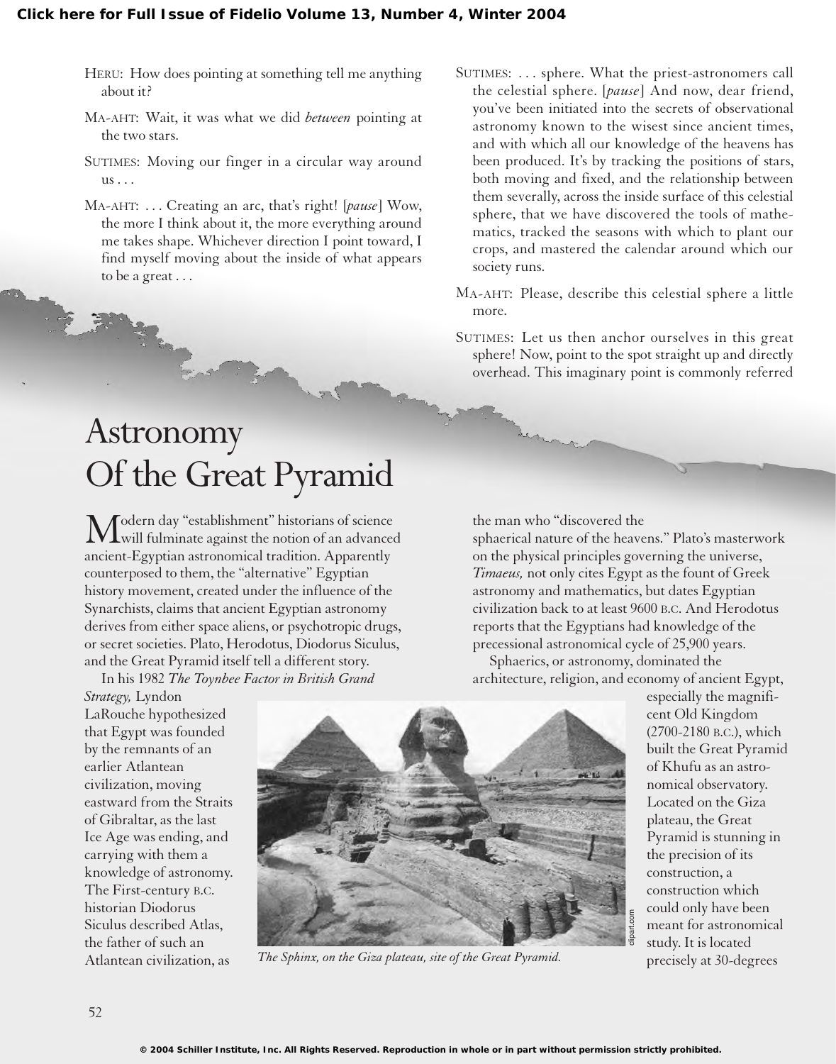HERU: How does pointing at something tell me anything about it?

MA-AHT: Wait, it was what we did *between* pointing at the two stars.

SUTIMES: Moving our finger in a circular way around us . . .

MA-AHT: . . . Creating an arc, that's right! [*pause*] Wow, the more I think about it, the more everything around me takes shape. Whichever direction I point toward, I find myself moving about the inside of what appears to be a great . . .

SUTIMES: . . . sphere. What the priest-astronomers call the celestial sphere. [*pause*] And now, dear friend, you've been initiated into the secrets of observational astronomy known to the wisest since ancient times, and with which all our knowledge of the heavens has been produced. It's by tracking the positions of stars, both moving and fixed, and the relationship between them severally, across the inside surface of this celestial sphere, that we have discovered the tools of mathematics, tracked the seasons with which to plant our crops, and mastered the calendar around which our society runs.

MA-AHT: Please, describe this celestial sphere a little more.

SUTIMES: Let us then anchor ourselves in this great sphere! Now, point to the spot straight up and directly overhead. This imaginary point is commonly referred

# Astronomy Of the Great Pyramid

Modern day "establishment" historians of science will fulminate against the notion of an advanced ancient-Egyptian astronomical tradition. Apparently counterposed to them, the "alternative" Egyptian history movement, created under the influence of the Synarchists, claims that ancient Egyptian astronomy derives from either space aliens, or psychotropic drugs, or secret societies. Plato, Herodotus, Diodorus Siculus, and the Great Pyramid itself tell a different story.

In his 1982 *The Toynbee Factor in British Grand Strategy,* Lyndon LaRouche hypothesized that Egypt was founded by the remnants of an earlier Atlantean civilization, moving eastward from the Straits of Gibraltar, as the last Ice Age was ending, and carrying with them a knowledge of astronomy. The First-century B.C. historian Diodorus Siculus described Atlas, the father of such an Atlantean civilization, as the man who "discovered the sphaerical nature of the heavens." Plato's masterwork on the physical principles governing the universe, *Timaeus,* not only cites Egypt as the fount of Greek astronomy and mathematics, but dates Egyptian civilization back to at least 9600 B.C. And Herodotus reports that the Egyptians had knowledge of the precessional astronomical cycle of 25,900 years.

Sphaerics, or astronomy, dominated the architecture, religion, and economy of ancient Egypt, especially the magnificent Old Kingdom (2700-2180 B.C.), which built the Great Pyramid of Khufu as an astronomical observatory. Located on the Giza plateau, the Great Pyramid is stunning in the precision of its construction, a construction which could only have been meant for astronomical study. It is located precisely at 30-degrees

*The Sphinx, on the Giza plateau, site of the Great Pyramid.*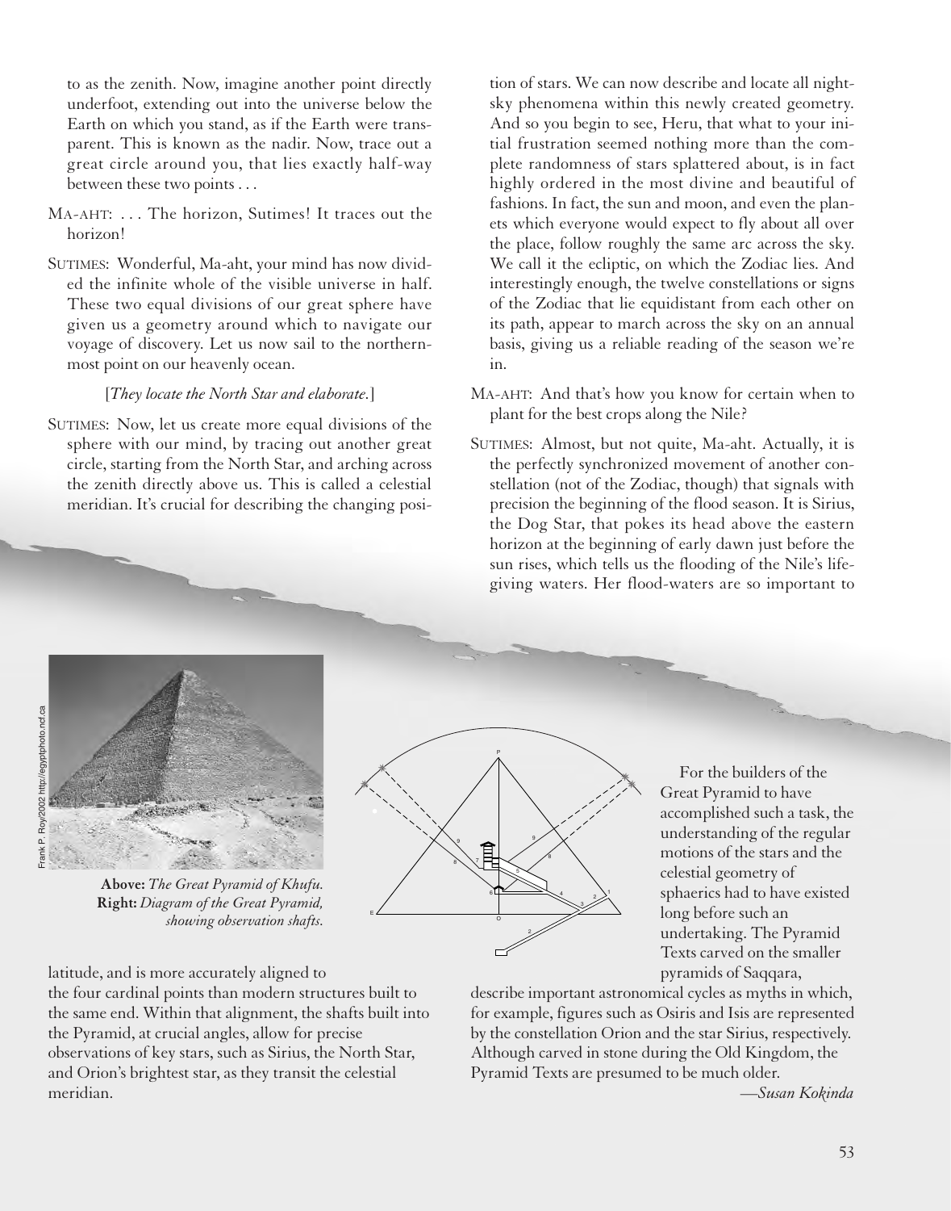to as the zenith. Now, imagine another point directly underfoot, extending out into the universe below the Earth on which you stand, as if the Earth were transparent. This is known as the nadir. Now, trace out a great circle around you, that lies exactly half-way between these two points . . .

MA-AHT: . . . The horizon, Sutimes! It traces out the horizon!

SUTIMES: Wonderful, Ma-aht, your mind has now divided the infinite whole of the visible universe in half. These two equal divisions of our great sphere have given us a geometry around which to navigate our voyage of discovery. Let us now sail to the northernmost point on our heavenly ocean.

[*They locate the North Star and elaborate.*]

SUTIMES: Now, let us create more equal divisions of the sphere with our mind, by tracing out another great circle, starting from the North Star, and arching across the zenith directly above us. This is called a celestial meridian. It's crucial for describing the changing position of stars. We can now describe and locate all night-sky phenomena within this newly created geometry. And so you begin to see, Heru, that what to your initial frustration seemed nothing more than the complete randomness of stars splattered about, is in fact highly ordered in the most divine and beautiful of fashions. In fact, the sun and moon, and even the planets which everyone would expect to fly about all over the place, follow roughly the same arc across the sky. We call it the ecliptic, on which the Zodiac lies. And interestingly enough, the twelve constellations or signs of the Zodiac that lie equidistant from each other on its path, appear to march across the sky on an annual basis, giving us a reliable reading of the season we're in.

MA-AHT: And that's how you know for certain when to plant for the best crops along the Nile?

SUTIMES: Almost, but not quite, Ma-aht. Actually, it is the perfectly synchronized movement of another constellation (not of the Zodiac, though) that signals with precision the beginning of the flood season. It is Sirius, the Dog Star, that pokes its head above the eastern horizon at the beginning of early dawn just before the sun rises, which tells us the flooding of the Nile's life-giving waters. Her flood-waters are so important to

Frank P. Roy/2002 http://egyptphoto.ncf.ca

**Above:** *The Great Pyramid of Khufu.*
**Right:** *Diagram of the Great Pyramid, showing observation shafts.*

P
E
O
1
2
2
3
4
5
6
7
8
8
9
9

latitude, and is more accurately aligned to the four cardinal points than modern structures built to the same end. Within that alignment, the shafts built into the Pyramid, at crucial angles, allow for precise observations of key stars, such as Sirius, the North Star, and Orion's brightest star, as they transit the celestial meridian.

For the builders of the Great Pyramid to have accomplished such a task, the understanding of the regular motions of the stars and the celestial geometry of sphaerics had to have existed long before such an undertaking. The Pyramid Texts carved on the smaller pyramids of Saqqara, describe important astronomical cycles as myths in which, for example, figures such as Osiris and Isis are represented by the constellation Orion and the star Sirius, respectively. Although carved in stone during the Old Kingdom, the Pyramid Texts are presumed to be much older.

—*Susan Kokinda*